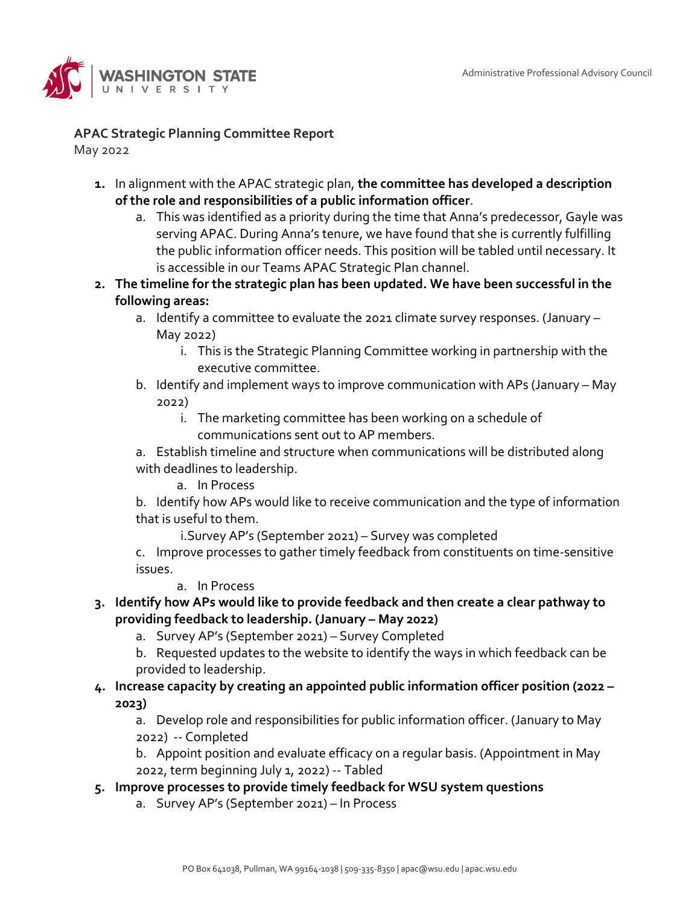Administrative Professional Advisory Council

**APAC Strategic Planning Committee Report**
May 2022

1. In alignment with the APAC strategic plan, **the committee has developed a description of the role and responsibilities of a public information officer**.
   a. This was identified as a priority during the time that Anna's predecessor, Gayle was serving APAC. During Anna's tenure, we have found that she is currently fulfilling the public information officer needs. This position will be tabled until necessary. It is accessible in our Teams APAC Strategic Plan channel.
2. **The timeline for the strategic plan has been updated. We have been successful in the following areas:**
   a. Identify a committee to evaluate the 2021 climate survey responses. (January – May 2022)
      i. This is the Strategic Planning Committee working in partnership with the executive committee.
   b. Identify and implement ways to improve communication with APs (January – May 2022)
      i. The marketing committee has been working on a schedule of communications sent out to AP members.

   a. Establish timeline and structure when communications will be distributed along with deadlines to leadership.
      a. In Process

   b. Identify how APs would like to receive communication and the type of information that is useful to them.
      i. Survey AP's (September 2021) – Survey was completed

   c. Improve processes to gather timely feedback from constituents on time-sensitive issues.
      a. In Process
3. **Identify how APs would like to provide feedback and then create a clear pathway to providing feedback to leadership. (January – May 2022)**
   a. Survey AP's (September 2021) – Survey Completed
   b. Requested updates to the website to identify the ways in which feedback can be provided to leadership.
4. **Increase capacity by creating an appointed public information officer position (2022 – 2023)**
   a. Develop role and responsibilities for public information officer. (January to May 2022) -- Completed
   b. Appoint position and evaluate efficacy on a regular basis. (Appointment in May 2022, term beginning July 1, 2022) -- Tabled
5. **Improve processes to provide timely feedback for WSU system questions**
   a. Survey AP's (September 2021) – In Process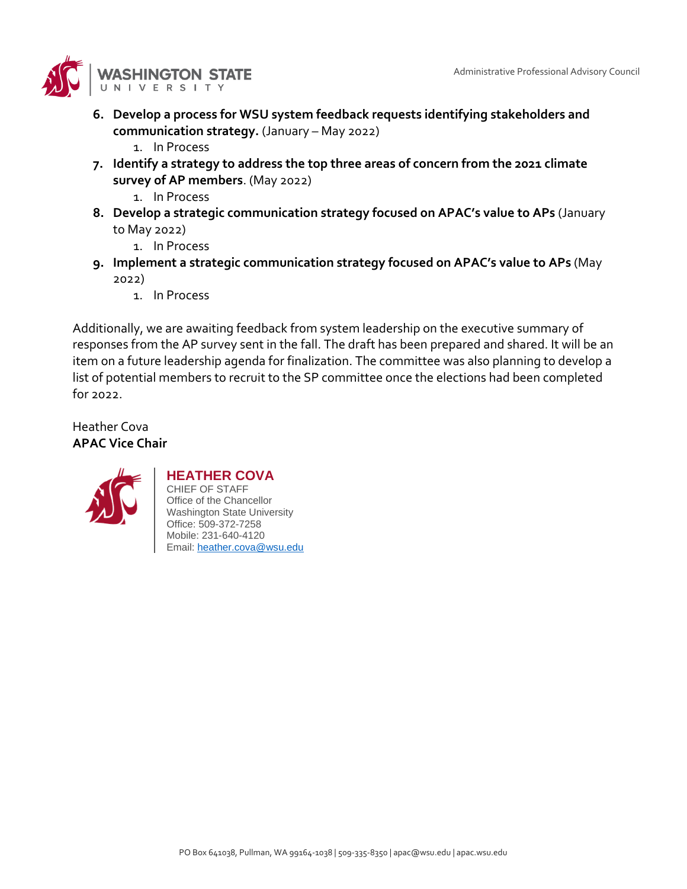6. **Develop a process for WSU system feedback requests identifying stakeholders and communication strategy.** (January – May 2022)
    1. In Process
7. **Identify a strategy to address the top three areas of concern from the 2021 climate survey of AP members**. (May 2022)
    1. In Process
8. **Develop a strategic communication strategy focused on APAC's value to APs** (January to May 2022)
    1. In Process
9. **Implement a strategic communication strategy focused on APAC's value to APs** (May 2022)
    1. In Process

Additionally, we are awaiting feedback from system leadership on the executive summary of responses from the AP survey sent in the fall. The draft has been prepared and shared. It will be an item on a future leadership agenda for finalization. The committee was also planning to develop a list of potential members to recruit to the SP committee once the elections had been completed for 2022.

Heather Cova
**APAC Vice Chair**

**HEATHER COVA**
CHIEF OF STAFF
Office of the Chancellor
Washington State University
Office: 509-372-7258
Mobile: 231-640-4120
Email: heather.cova@wsu.edu